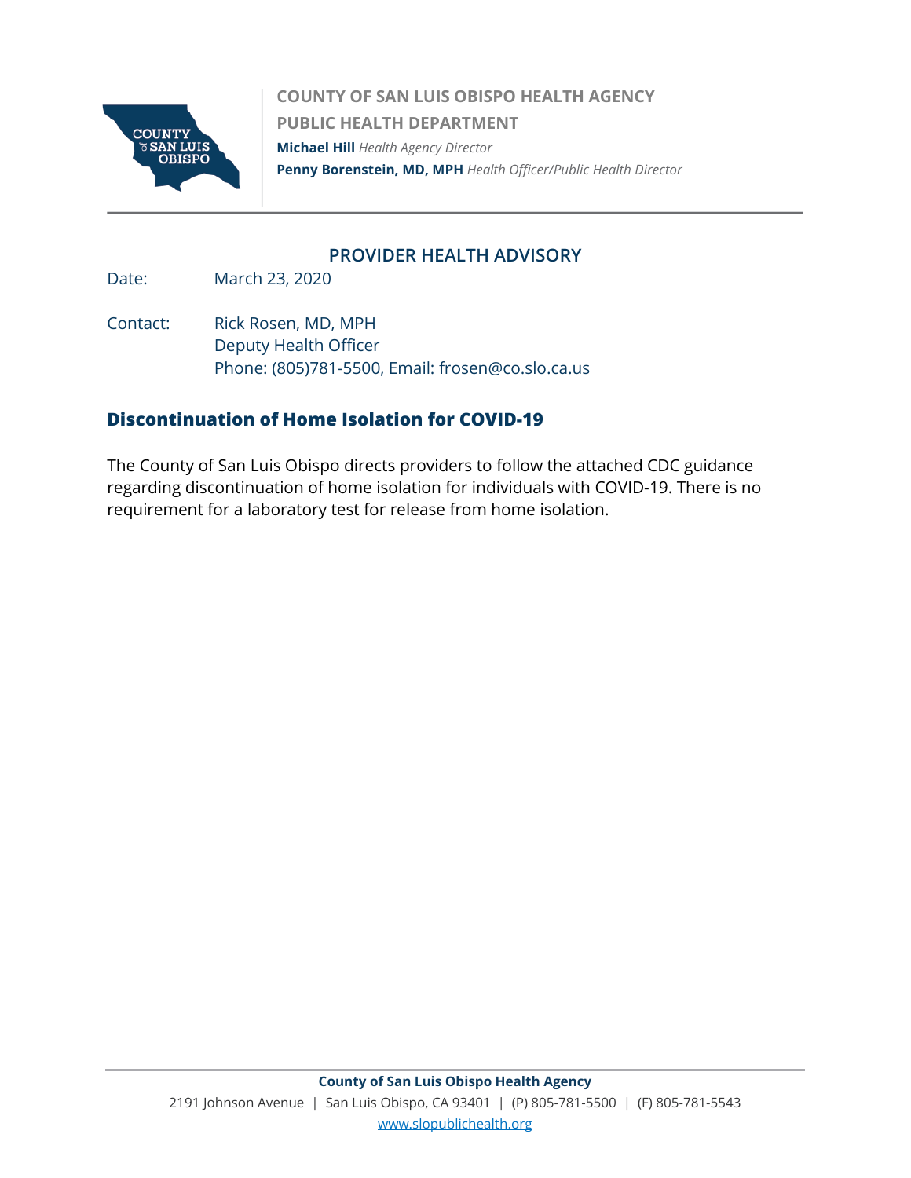**COUNTY OF SAN LUIS OBISPO HEALTH AGENCY**
**PUBLIC HEALTH DEPARTMENT**
**Michael Hill** *Health Agency Director*
**Penny Borenstein, MD, MPH** *Health Officer/Public Health Director*

## PROVIDER HEALTH ADVISORY

Date: March 23, 2020

Contact: Rick Rosen, MD, MPH
Deputy Health Officer
Phone: (805)781-5500, Email: frosen@co.slo.ca.us

## Discontinuation of Home Isolation for COVID-19

The County of San Luis Obispo directs providers to follow the attached CDC guidance regarding discontinuation of home isolation for individuals with COVID-19. There is no requirement for a laboratory test for release from home isolation.

**County of San Luis Obispo Health Agency**
2191 Johnson Avenue | San Luis Obispo, CA 93401 | (P) 805-781-5500 | (F) 805-781-5543
www.slopublichealth.org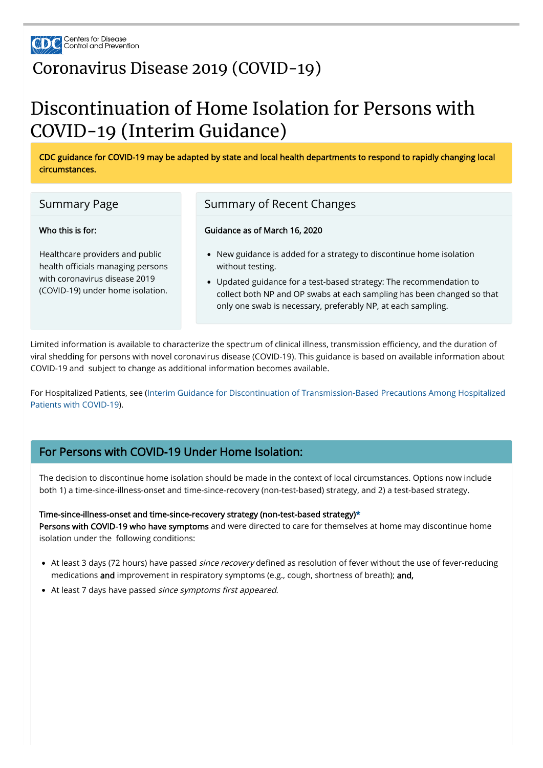Coronavirus Disease 2019 (COVID-19)

# Discontinuation of Home Isolation for Persons with COVID-19 (Interim Guidance)

**CDC guidance for COVID-19 may be adapted by state and local health departments to respond to rapidly changing local circumstances.**

## Summary Page

**Who this is for:**

Healthcare providers and public health officials managing persons with coronavirus disease 2019 (COVID-19) under home isolation.

## Summary of Recent Changes

**Guidance as of March 16, 2020**

- New guidance is added for a strategy to discontinue home isolation without testing.
- Updated guidance for a test-based strategy: The recommendation to collect both NP and OP swabs at each sampling has been changed so that only one swab is necessary, preferably NP, at each sampling.

Limited information is available to characterize the spectrum of clinical illness, transmission efficiency, and the duration of viral shedding for persons with novel coronavirus disease (COVID-19). This guidance is based on available information about COVID-19 and subject to change as additional information becomes available.

For Hospitalized Patients, see (Interim Guidance for Discontinuation of Transmission-Based Precautions Among Hospitalized Patients with COVID-19).

## For Persons with COVID-19 Under Home Isolation:

The decision to discontinue home isolation should be made in the context of local circumstances. Options now include both 1) a time-since-illness-onset and time-since-recovery (non-test-based) strategy, and 2) a test-based strategy.

**Time-since-illness-onset and time-since-recovery strategy (non-test-based strategy)***
**Persons with COVID-19 who have symptoms** and were directed to care for themselves at home may discontinue home isolation under the following conditions:

- At least 3 days (72 hours) have passed *since recovery* defined as resolution of fever without the use of fever-reducing medications **and** improvement in respiratory symptoms (e.g., cough, shortness of breath); **and,**
- At least 7 days have passed *since symptoms first appeared.*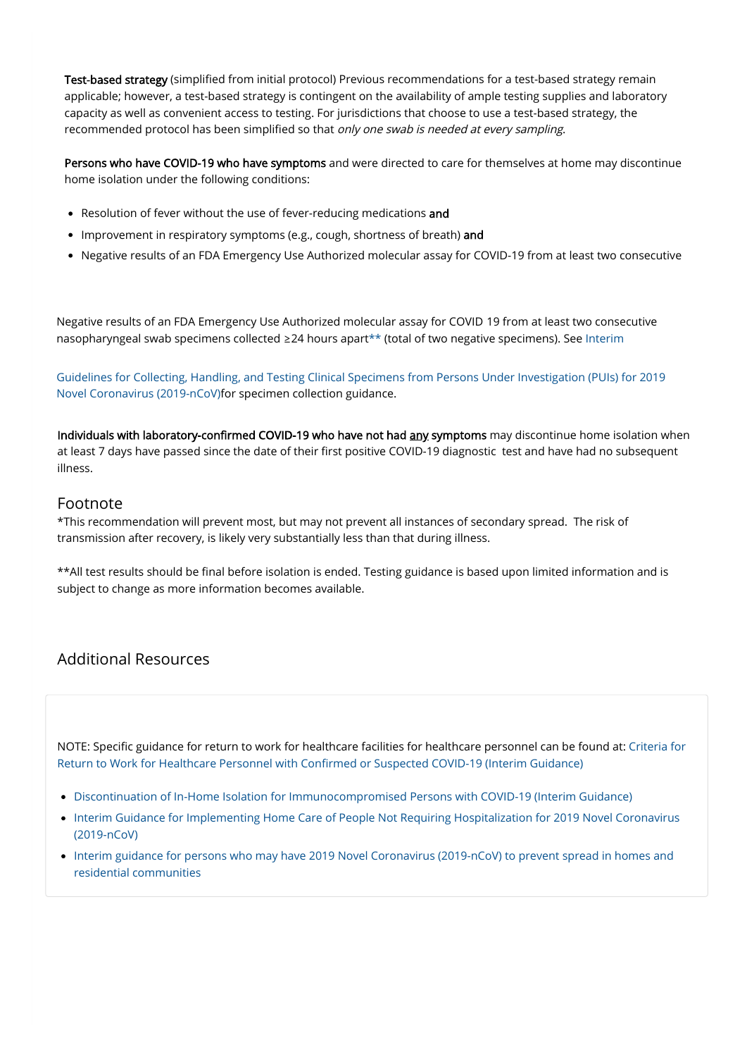**Test-based strategy** (simplified from initial protocol) Previous recommendations for a test-based strategy remain applicable; however, a test-based strategy is contingent on the availability of ample testing supplies and laboratory capacity as well as convenient access to testing. For jurisdictions that choose to use a test-based strategy, the recommended protocol has been simplified so that *only one swab is needed at every sampling*.

**Persons who have COVID-19 who have symptoms** and were directed to care for themselves at home may discontinue home isolation under the following conditions:

- Resolution of fever without the use of fever-reducing medications **and**
- Improvement in respiratory symptoms (e.g., cough, shortness of breath) **and**
- Negative results of an FDA Emergency Use Authorized molecular assay for COVID-19 from at least two consecutive

Negative results of an FDA Emergency Use Authorized molecular assay for COVID 19 from at least two consecutive nasopharyngeal swab specimens collected ≥24 hours apart** (total of two negative specimens). See Interim Guidelines for Collecting, Handling, and Testing Clinical Specimens from Persons Under Investigation (PUIs) for 2019 Novel Coronavirus (2019-nCoV)for specimen collection guidance.

**Individuals with laboratory-confirmed COVID-19 who have not had any symptoms** may discontinue home isolation when at least 7 days have passed since the date of their first positive COVID-19 diagnostic test and have had no subsequent illness.

## Footnote

*This recommendation will prevent most, but may not prevent all instances of secondary spread. The risk of transmission after recovery, is likely very substantially less than that during illness.

**All test results should be final before isolation is ended. Testing guidance is based upon limited information and is subject to change as more information becomes available.

## Additional Resources

NOTE: Specific guidance for return to work for healthcare facilities for healthcare personnel can be found at: Criteria for Return to Work for Healthcare Personnel with Confirmed or Suspected COVID-19 (Interim Guidance)

- Discontinuation of In-Home Isolation for Immunocompromised Persons with COVID-19 (Interim Guidance)
- Interim Guidance for Implementing Home Care of People Not Requiring Hospitalization for 2019 Novel Coronavirus (2019-nCoV)
- Interim guidance for persons who may have 2019 Novel Coronavirus (2019-nCoV) to prevent spread in homes and residential communities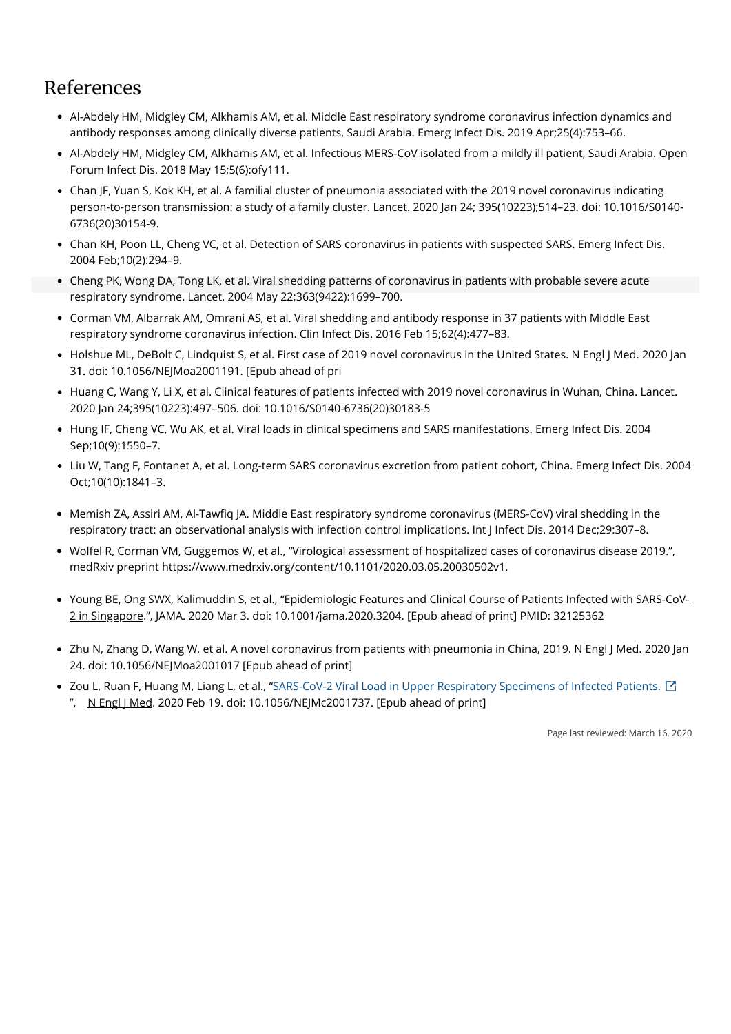# References

- Al-Abdely HM, Midgley CM, Alkhamis AM, et al. Middle East respiratory syndrome coronavirus infection dynamics and antibody responses among clinically diverse patients, Saudi Arabia. Emerg Infect Dis. 2019 Apr;25(4):753–66.
- Al-Abdely HM, Midgley CM, Alkhamis AM, et al. Infectious MERS-CoV isolated from a mildly ill patient, Saudi Arabia. Open Forum Infect Dis. 2018 May 15;5(6):ofy111.
- Chan JF, Yuan S, Kok KH, et al. A familial cluster of pneumonia associated with the 2019 novel coronavirus indicating person-to-person transmission: a study of a family cluster. Lancet. 2020 Jan 24; 395(10223);514–23. doi: 10.1016/S0140-6736(20)30154-9.
- Chan KH, Poon LL, Cheng VC, et al. Detection of SARS coronavirus in patients with suspected SARS. Emerg Infect Dis. 2004 Feb;10(2):294–9.
- Cheng PK, Wong DA, Tong LK, et al. Viral shedding patterns of coronavirus in patients with probable severe acute respiratory syndrome. Lancet. 2004 May 22;363(9422):1699–700.
- Corman VM, Albarrak AM, Omrani AS, et al. Viral shedding and antibody response in 37 patients with Middle East respiratory syndrome coronavirus infection. Clin Infect Dis. 2016 Feb 15;62(4):477–83.
- Holshue ML, DeBolt C, Lindquist S, et al. First case of 2019 novel coronavirus in the United States. N Engl J Med. 2020 Jan 31. doi: 10.1056/NEJMoa2001191. [Epub ahead of pri
- Huang C, Wang Y, Li X, et al. Clinical features of patients infected with 2019 novel coronavirus in Wuhan, China. Lancet. 2020 Jan 24;395(10223):497–506. doi: 10.1016/S0140-6736(20)30183-5
- Hung IF, Cheng VC, Wu AK, et al. Viral loads in clinical specimens and SARS manifestations. Emerg Infect Dis. 2004 Sep;10(9):1550–7.
- Liu W, Tang F, Fontanet A, et al. Long-term SARS coronavirus excretion from patient cohort, China. Emerg Infect Dis. 2004 Oct;10(10):1841–3.
- Memish ZA, Assiri AM, Al-Tawfiq JA. Middle East respiratory syndrome coronavirus (MERS-CoV) viral shedding in the respiratory tract: an observational analysis with infection control implications. Int J Infect Dis. 2014 Dec;29:307–8.
- Wolfel R, Corman VM, Guggemos W, et al., "Virological assessment of hospitalized cases of coronavirus disease 2019.", medRxiv preprint https://www.medrxiv.org/content/10.1101/2020.03.05.20030502v1.
- Young BE, Ong SWX, Kalimuddin S, et al., "Epidemiologic Features and Clinical Course of Patients Infected with SARS-CoV-2 in Singapore.", JAMA. 2020 Mar 3. doi: 10.1001/jama.2020.3204. [Epub ahead of print] PMID: 32125362
- Zhu N, Zhang D, Wang W, et al. A novel coronavirus from patients with pneumonia in China, 2019. N Engl J Med. 2020 Jan 24. doi: 10.1056/NEJMoa2001017 [Epub ahead of print]
- Zou L, Ruan F, Huang M, Liang L, et al., "SARS-CoV-2 Viral Load in Upper Respiratory Specimens of Infected Patients. ", N Engl J Med. 2020 Feb 19. doi: 10.1056/NEJMc2001737. [Epub ahead of print]

Page last reviewed: March 16, 2020